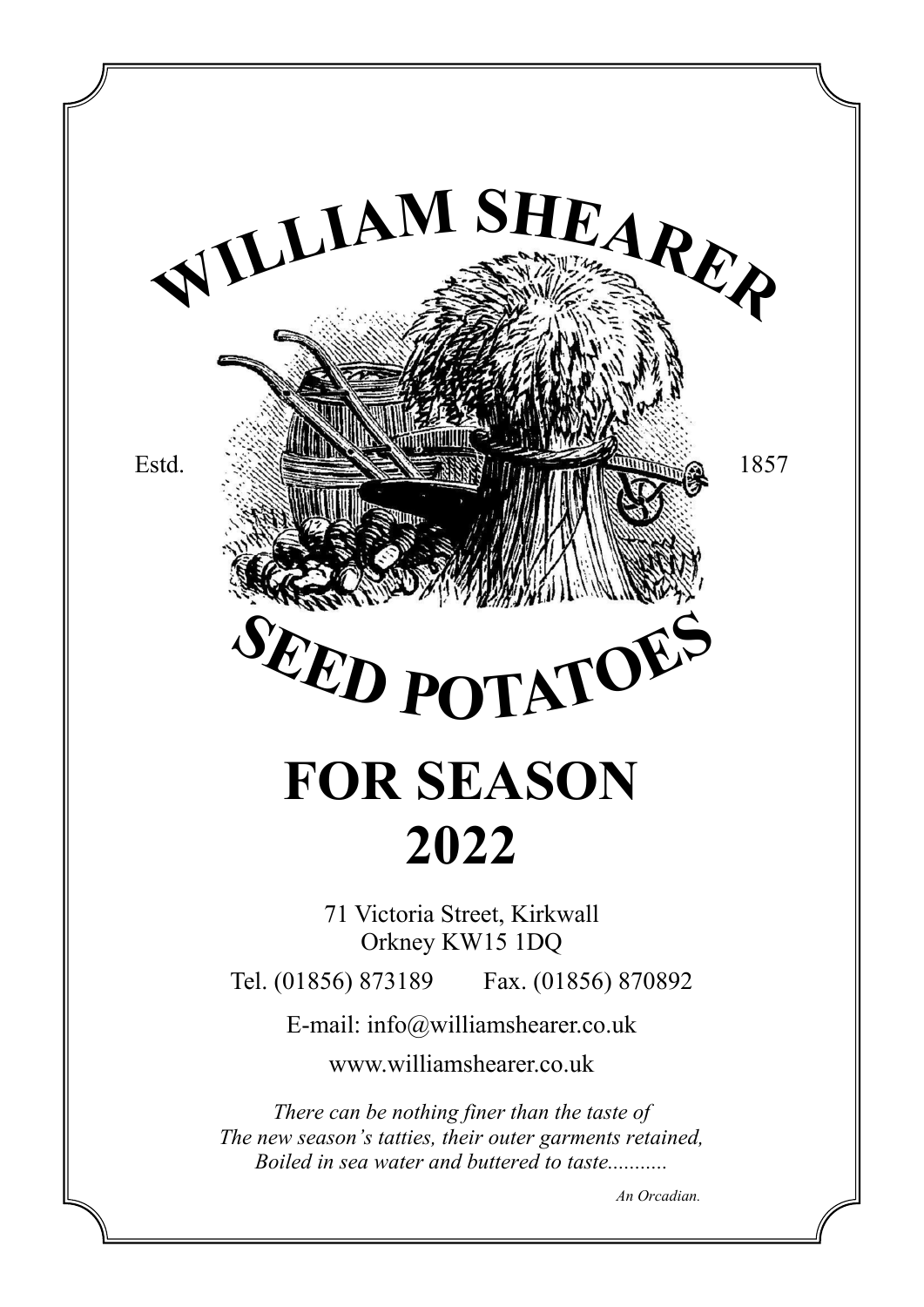# WILLIAM SHEARER

Estd. 1857

# SEED POTATOES

# FOR SEASON 2022

71 Victoria Street, Kirkwall
Orkney KW15 1DQ

Tel. (01856) 873189    Fax. (01856) 870892

E-mail: info@williamshearer.co.uk

www.williamshearer.co.uk

*There can be nothing finer than the taste of*
*The new season's tatties, their outer garments retained,*
*Boiled in sea water and buttered to taste...........*

*An Orcadian.*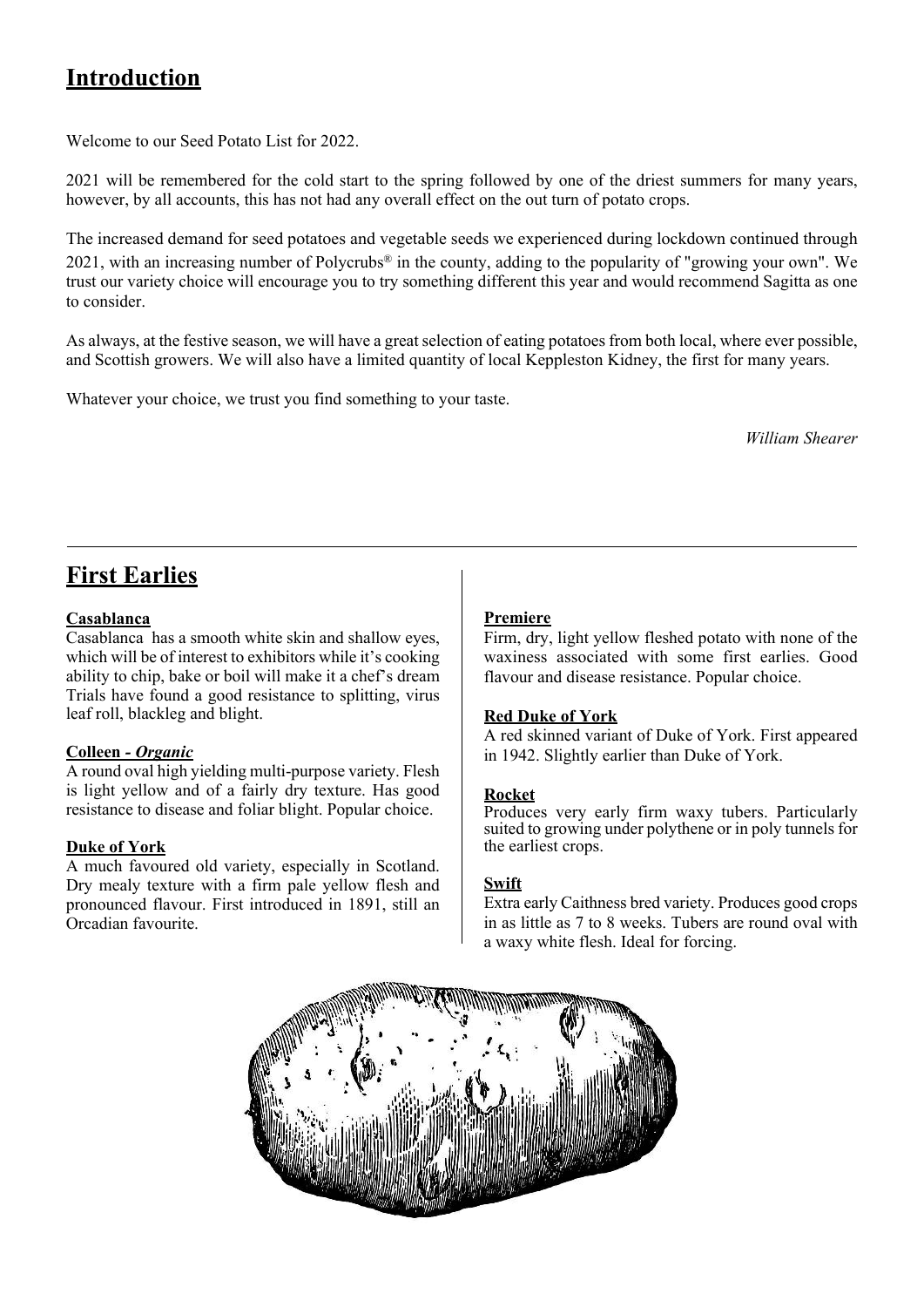## Introduction

Welcome to our Seed Potato List for 2022.

2021 will be remembered for the cold start to the spring followed by one of the driest summers for many years, however, by all accounts, this has not had any overall effect on the out turn of potato crops.

The increased demand for seed potatoes and vegetable seeds we experienced during lockdown continued through 2021, with an increasing number of Polycrubs® in the county, adding to the popularity of "growing your own". We trust our variety choice will encourage you to try something different this year and would recommend Sagitta as one to consider.

As always, at the festive season, we will have a great selection of eating potatoes from both local, where ever possible, and Scottish growers. We will also have a limited quantity of local Keppleston Kidney, the first for many years.

Whatever your choice, we trust you find something to your taste.

*William Shearer*

---

## First Earlies

**Casablanca**
Casablanca has a smooth white skin and shallow eyes, which will be of interest to exhibitors while it's cooking ability to chip, bake or boil will make it a chef's dream Trials have found a good resistance to splitting, virus leaf roll, blackleg and blight.

**Colleen - *Organic***
A round oval high yielding multi-purpose variety. Flesh is light yellow and of a fairly dry texture. Has good resistance to disease and foliar blight. Popular choice.

**Duke of York**
A much favoured old variety, especially in Scotland. Dry mealy texture with a firm pale yellow flesh and pronounced flavour. First introduced in 1891, still an Orcadian favourite.

**Premiere**
Firm, dry, light yellow fleshed potato with none of the waxiness associated with some first earlies. Good flavour and disease resistance. Popular choice.

**Red Duke of York**
A red skinned variant of Duke of York. First appeared in 1942. Slightly earlier than Duke of York.

**Rocket**
Produces very early firm waxy tubers. Particularly suited to growing under polythene or in poly tunnels for the earliest crops.

**Swift**
Extra early Caithness bred variety. Produces good crops in as little as 7 to 8 weeks. Tubers are round oval with a waxy white flesh. Ideal for forcing.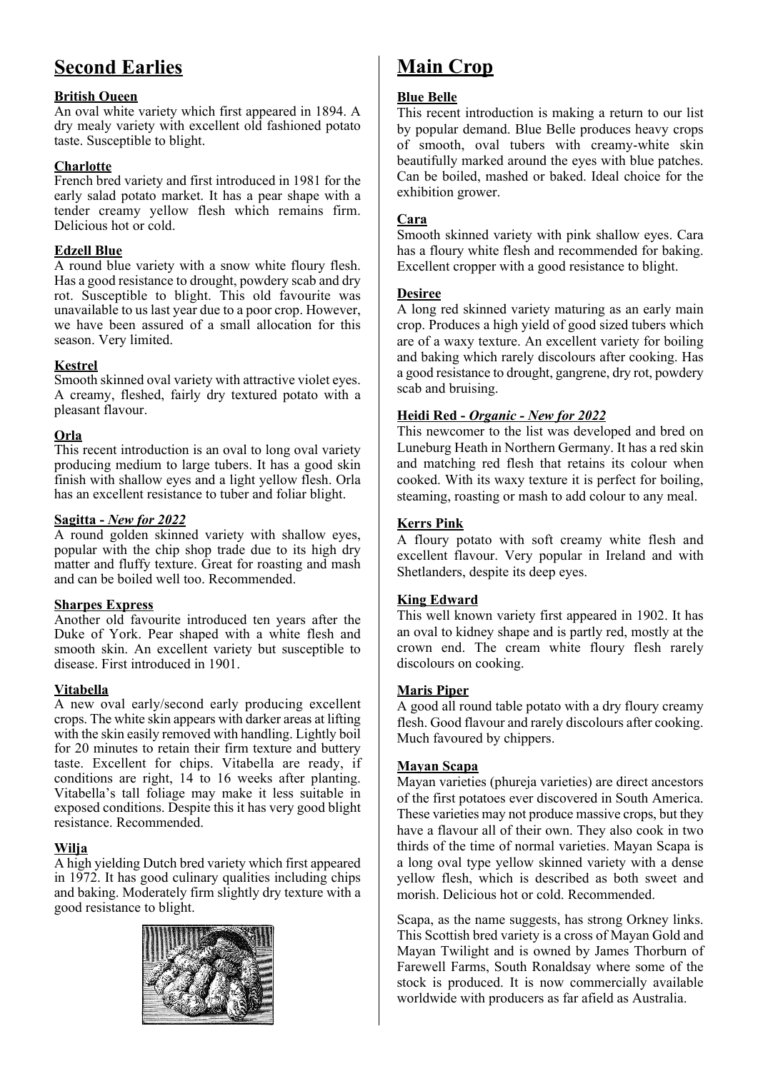# Second Earlies

### British Queen

An oval white variety which first appeared in 1894. A dry mealy variety with excellent old fashioned potato taste. Susceptible to blight.

### Charlotte

French bred variety and first introduced in 1981 for the early salad potato market. It has a pear shape with a tender creamy yellow flesh which remains firm. Delicious hot or cold.

### Edzell Blue

A round blue variety with a snow white floury flesh. Has a good resistance to drought, powdery scab and dry rot. Susceptible to blight. This old favourite was unavailable to us last year due to a poor crop. However, we have been assured of a small allocation for this season. Very limited.

### Kestrel

Smooth skinned oval variety with attractive violet eyes. A creamy, fleshed, fairly dry textured potato with a pleasant flavour.

### Orla

This recent introduction is an oval to long oval variety producing medium to large tubers. It has a good skin finish with shallow eyes and a light yellow flesh. Orla has an excellent resistance to tuber and foliar blight.

### Sagitta - *New for 2022*

A round golden skinned variety with shallow eyes, popular with the chip shop trade due to its high dry matter and fluffy texture. Great for roasting and mash and can be boiled well too. Recommended.

### Sharpes Express

Another old favourite introduced ten years after the Duke of York. Pear shaped with a white flesh and smooth skin. An excellent variety but susceptible to disease. First introduced in 1901.

### Vitabella

A new oval early/second early producing excellent crops. The white skin appears with darker areas at lifting with the skin easily removed with handling. Lightly boil for 20 minutes to retain their firm texture and buttery taste. Excellent for chips. Vitabella are ready, if conditions are right, 14 to 16 weeks after planting. Vitabella's tall foliage may make it less suitable in exposed conditions. Despite this it has very good blight resistance. Recommended.

### Wilja

A high yielding Dutch bred variety which first appeared in 1972. It has good culinary qualities including chips and baking. Moderately firm slightly dry texture with a good resistance to blight.

# Main Crop

### Blue Belle

This recent introduction is making a return to our list by popular demand. Blue Belle produces heavy crops of smooth, oval tubers with creamy-white skin beautifully marked around the eyes with blue patches. Can be boiled, mashed or baked. Ideal choice for the exhibition grower.

### Cara

Smooth skinned variety with pink shallow eyes. Cara has a floury white flesh and recommended for baking. Excellent cropper with a good resistance to blight.

### Desiree

A long red skinned variety maturing as an early main crop. Produces a high yield of good sized tubers which are of a waxy texture. An excellent variety for boiling and baking which rarely discolours after cooking. Has a good resistance to drought, gangrene, dry rot, powdery scab and bruising.

### Heidi Red - *Organic - New for 2022*

This newcomer to the list was developed and bred on Luneburg Heath in Northern Germany. It has a red skin and matching red flesh that retains its colour when cooked. With its waxy texture it is perfect for boiling, steaming, roasting or mash to add colour to any meal.

### Kerrs Pink

A floury potato with soft creamy white flesh and excellent flavour. Very popular in Ireland and with Shetlanders, despite its deep eyes.

### King Edward

This well known variety first appeared in 1902. It has an oval to kidney shape and is partly red, mostly at the crown end. The cream white floury flesh rarely discolours on cooking.

### Maris Piper

A good all round table potato with a dry floury creamy flesh. Good flavour and rarely discolours after cooking. Much favoured by chippers.

### Mayan Scapa

Mayan varieties (phureja varieties) are direct ancestors of the first potatoes ever discovered in South America. These varieties may not produce massive crops, but they have a flavour all of their own. They also cook in two thirds of the time of normal varieties. Mayan Scapa is a long oval type yellow skinned variety with a dense yellow flesh, which is described as both sweet and morish. Delicious hot or cold. Recommended.

Scapa, as the name suggests, has strong Orkney links. This Scottish bred variety is a cross of Mayan Gold and Mayan Twilight and is owned by James Thorburn of Farewell Farms, South Ronaldsay where some of the stock is produced. It is now commercially available worldwide with producers as far afield as Australia.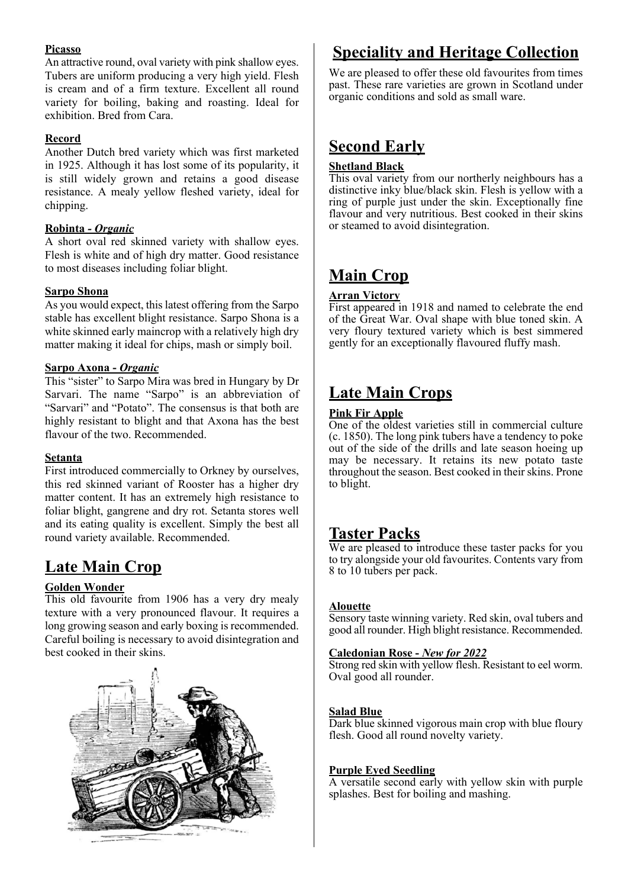**Picasso**
An attractive round, oval variety with pink shallow eyes. Tubers are uniform producing a very high yield. Flesh is cream and of a firm texture. Excellent all round variety for boiling, baking and roasting. Ideal for exhibition. Bred from Cara.

**Record**
Another Dutch bred variety which was first marketed in 1925. Although it has lost some of its popularity, it is still widely grown and retains a good disease resistance. A mealy yellow fleshed variety, ideal for chipping.

**Robinta - *Organic***
A short oval red skinned variety with shallow eyes. Flesh is white and of high dry matter. Good resistance to most diseases including foliar blight.

**Sarpo Shona**
As you would expect, this latest offering from the Sarpo stable has excellent blight resistance. Sarpo Shona is a white skinned early maincrop with a relatively high dry matter making it ideal for chips, mash or simply boil.

**Sarpo Axona - *Organic***
This "sister" to Sarpo Mira was bred in Hungary by Dr Sarvari. The name "Sarpo" is an abbreviation of "Sarvari" and "Potato". The consensus is that both are highly resistant to blight and that Axona has the best flavour of the two. Recommended.

**Setanta**
First introduced commercially to Orkney by ourselves, this red skinned variant of Rooster has a higher dry matter content. It has an extremely high resistance to foliar blight, gangrene and dry rot. Setanta stores well and its eating quality is excellent. Simply the best all round variety available. Recommended.

## Late Main Crop

**Golden Wonder**
This old favourite from 1906 has a very dry mealy texture with a very pronounced flavour. It requires a long growing season and early boxing is recommended. Careful boiling is necessary to avoid disintegration and best cooked in their skins.

# Speciality and Heritage Collection

We are pleased to offer these old favourites from times past. These rare varieties are grown in Scotland under organic conditions and sold as small ware.

## Second Early

**Shetland Black**
This oval variety from our northerly neighbours has a distinctive inky blue/black skin. Flesh is yellow with a ring of purple just under the skin. Exceptionally fine flavour and very nutritious. Best cooked in their skins or steamed to avoid disintegration.

## Main Crop

**Arran Victory**
First appeared in 1918 and named to celebrate the end of the Great War. Oval shape with blue toned skin. A very floury textured variety which is best simmered gently for an exceptionally flavoured fluffy mash.

## Late Main Crops

**Pink Fir Apple**
One of the oldest varieties still in commercial culture (c. 1850). The long pink tubers have a tendency to poke out of the side of the drills and late season hoeing up may be necessary. It retains its new potato taste throughout the season. Best cooked in their skins. Prone to blight.

## Taster Packs

We are pleased to introduce these taster packs for you to try alongside your old favourites. Contents vary from 8 to 10 tubers per pack.

**Alouette**
Sensory taste winning variety. Red skin, oval tubers and good all rounder. High blight resistance. Recommended.

**Caledonian Rose - *New for 2022***
Strong red skin with yellow flesh. Resistant to eel worm. Oval good all rounder.

**Salad Blue**
Dark blue skinned vigorous main crop with blue floury flesh. Good all round novelty variety.

**Purple Eyed Seedling**
A versatile second early with yellow skin with purple splashes. Best for boiling and mashing.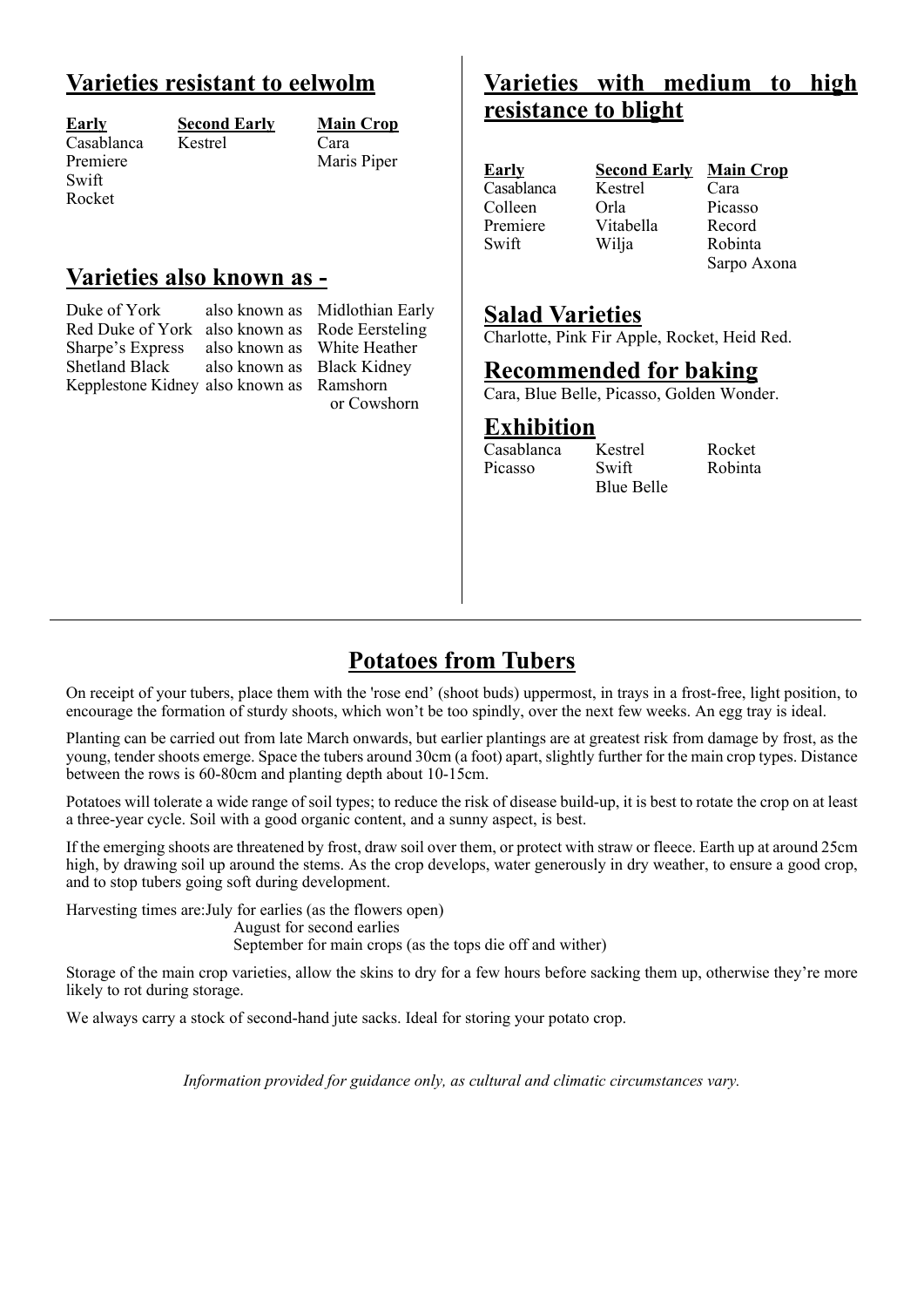## Varieties resistant to eelwolm

| Early | Second Early | Main Crop |
|---|---|---|
| Casablanca | Kestrel | Cara |
| Premiere | | Maris Piper |
| Swift | | |
| Rocket | | |

## Varieties also known as -

| | | |
|---|---|---|
| Duke of York | also known as | Midlothian Early |
| Red Duke of York | also known as | Rode Eersteling |
| Sharpe's Express | also known as | White Heather |
| Shetland Black | also known as | Black Kidney |
| Kepplestone Kidney | also known as | Ramshorn or Cowshorn |

## Varieties with medium to high resistance to blight

| Early | Second Early | Main Crop |
|---|---|---|
| Casablanca | Kestrel | Cara |
| Colleen | Orla | Picasso |
| Premiere | Vitabella | Record |
| Swift | Wilja | Robinta |
| | | Sarpo Axona |

## Salad Varieties

Charlotte, Pink Fir Apple, Rocket, Heid Red.

## Recommended for baking

Cara, Blue Belle, Picasso, Golden Wonder.

## Exhibition

| | | |
|---|---|---|
| Casablanca | Kestrel | Rocket |
| Picasso | Swift | Robinta |
| | Blue Belle | |

# Potatoes from Tubers

On receipt of your tubers, place them with the 'rose end' (shoot buds) uppermost, in trays in a frost-free, light position, to encourage the formation of sturdy shoots, which won't be too spindly, over the next few weeks. An egg tray is ideal.

Planting can be carried out from late March onwards, but earlier plantings are at greatest risk from damage by frost, as the young, tender shoots emerge. Space the tubers around 30cm (a foot) apart, slightly further for the main crop types. Distance between the rows is 60-80cm and planting depth about 10-15cm.

Potatoes will tolerate a wide range of soil types; to reduce the risk of disease build-up, it is best to rotate the crop on at least a three-year cycle. Soil with a good organic content, and a sunny aspect, is best.

If the emerging shoots are threatened by frost, draw soil over them, or protect with straw or fleece. Earth up at around 25cm high, by drawing soil up around the stems. As the crop develops, water generously in dry weather, to ensure a good crop, and to stop tubers going soft during development.

Harvesting times are: July for earlies (as the flowers open)
August for second earlies
September for main crops (as the tops die off and wither)

Storage of the main crop varieties, allow the skins to dry for a few hours before sacking them up, otherwise they're more likely to rot during storage.

We always carry a stock of second-hand jute sacks. Ideal for storing your potato crop.

*Information provided for guidance only, as cultural and climatic circumstances vary.*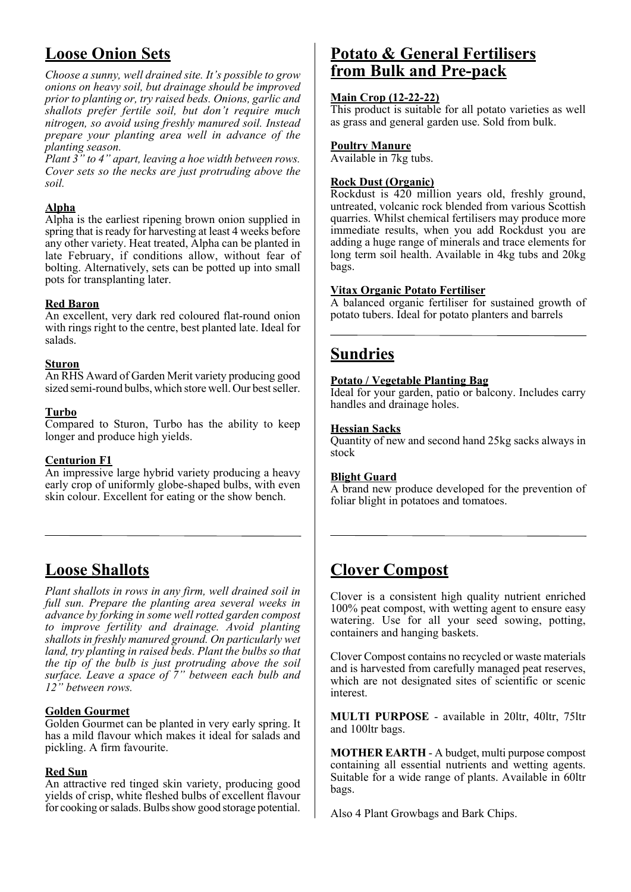## Loose Onion Sets

*Choose a sunny, well drained site. It's possible to grow onions on heavy soil, but drainage should be improved prior to planting or, try raised beds. Onions, garlic and shallots prefer fertile soil, but don't require much nitrogen, so avoid using freshly manured soil. Instead prepare your planting area well in advance of the planting season.*

*Plant 3" to 4" apart, leaving a hoe width between rows. Cover sets so the necks are just protruding above the soil.*

### Alpha

Alpha is the earliest ripening brown onion supplied in spring that is ready for harvesting at least 4 weeks before any other variety. Heat treated, Alpha can be planted in late February, if conditions allow, without fear of bolting. Alternatively, sets can be potted up into small pots for transplanting later.

### Red Baron

An excellent, very dark red coloured flat-round onion with rings right to the centre, best planted late. Ideal for salads.

### Sturon

An RHS Award of Garden Merit variety producing good sized semi-round bulbs, which store well. Our best seller.

### Turbo

Compared to Sturon, Turbo has the ability to keep longer and produce high yields.

### Centurion F1

An impressive large hybrid variety producing a heavy early crop of uniformly globe-shaped bulbs, with even skin colour. Excellent for eating or the show bench.

## Loose Shallots

*Plant shallots in rows in any firm, well drained soil in full sun. Prepare the planting area several weeks in advance by forking in some well rotted garden compost to improve fertility and drainage. Avoid planting shallots in freshly manured ground. On particularly wet land, try planting in raised beds. Plant the bulbs so that the tip of the bulb is just protruding above the soil surface. Leave a space of 7" between each bulb and 12" between rows.*

### Golden Gourmet

Golden Gourmet can be planted in very early spring. It has a mild flavour which makes it ideal for salads and pickling. A firm favourite.

### Red Sun

An attractive red tinged skin variety, producing good yields of crisp, white fleshed bulbs of excellent flavour for cooking or salads. Bulbs show good storage potential.

## Potato & General Fertilisers from Bulk and Pre-pack

### Main Crop (12-22-22)

This product is suitable for all potato varieties as well as grass and general garden use. Sold from bulk.

### Poultry Manure

Available in 7kg tubs.

### Rock Dust (Organic)

Rockdust is 420 million years old, freshly ground, untreated, volcanic rock blended from various Scottish quarries. Whilst chemical fertilisers may produce more immediate results, when you add Rockdust you are adding a huge range of minerals and trace elements for long term soil health. Available in 4kg tubs and 20kg bags.

### Vitax Organic Potato Fertiliser

A balanced organic fertiliser for sustained growth of potato tubers. Ideal for potato planters and barrels

## Sundries

### Potato / Vegetable Planting Bag

Ideal for your garden, patio or balcony. Includes carry handles and drainage holes.

### Hessian Sacks

Quantity of new and second hand 25kg sacks always in stock

### Blight Guard

A brand new produce developed for the prevention of foliar blight in potatoes and tomatoes.

## Clover Compost

Clover is a consistent high quality nutrient enriched 100% peat compost, with wetting agent to ensure easy watering. Use for all your seed sowing, potting, containers and hanging baskets.

Clover Compost contains no recycled or waste materials and is harvested from carefully managed peat reserves, which are not designated sites of scientific or scenic interest.

**MULTI PURPOSE** - available in 20ltr, 40ltr, 75ltr and 100ltr bags.

**MOTHER EARTH** - A budget, multi purpose compost containing all essential nutrients and wetting agents. Suitable for a wide range of plants. Available in 60ltr bags.

Also 4 Plant Growbags and Bark Chips.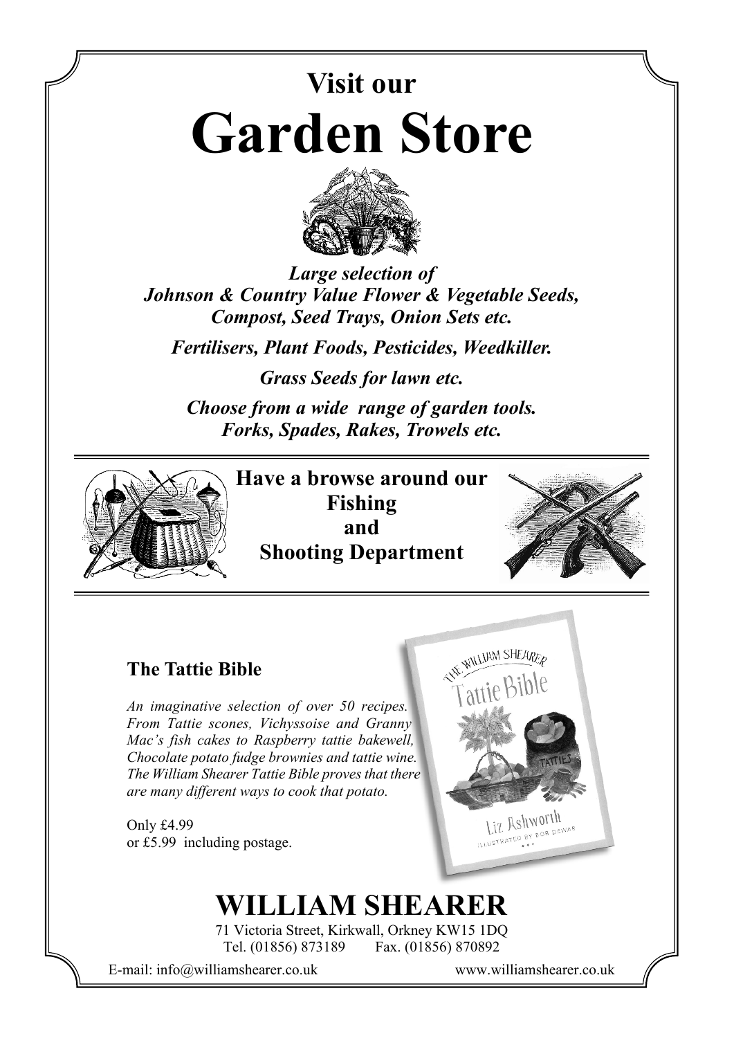# Visit our

# Garden Store

***Large selection of Johnson & Country Value Flower & Vegetable Seeds, Compost, Seed Trays, Onion Sets etc.***

***Fertilisers, Plant Foods, Pesticides, Weedkiller.***

***Grass Seeds for lawn etc.***

***Choose from a wide range of garden tools. Forks, Spades, Rakes, Trowels etc.***

---

**Have a browse around our Fishing and Shooting Department**

---

### The Tattie Bible

*An imaginative selection of over 50 recipes. From Tattie scones, Vichyssoise and Granny Mac's fish cakes to Raspberry tattie bakewell, Chocolate potato fudge brownies and tattie wine. The William Shearer Tattie Bible proves that there are many different ways to cook that potato.*

Only £4.99
or £5.99 including postage.

## WILLIAM SHEARER

71 Victoria Street, Kirkwall, Orkney KW15 1DQ
Tel. (01856) 873189 Fax. (01856) 870892

E-mail: info@williamshearer.co.uk www.williamshearer.co.uk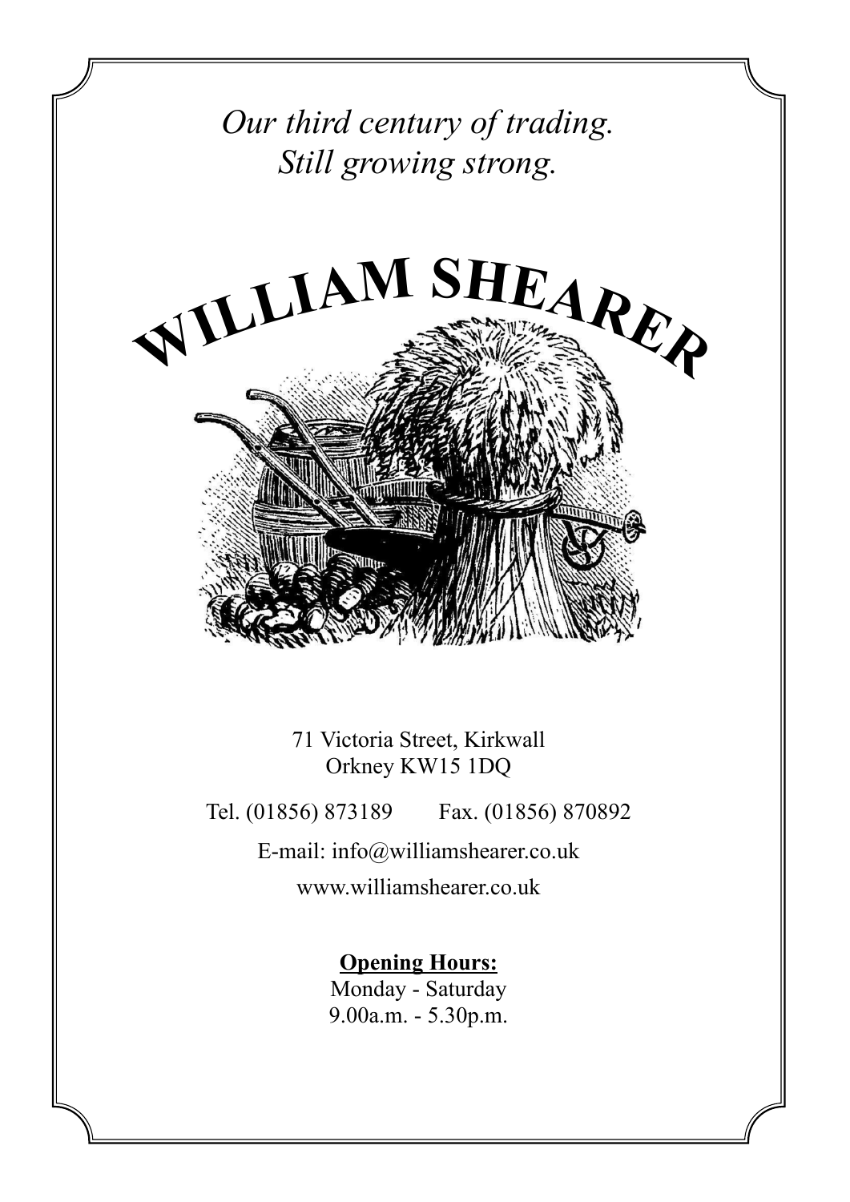*Our third century of trading.*
*Still growing strong.*

# WILLIAM SHEARER

71 Victoria Street, Kirkwall
Orkney KW15 1DQ

Tel. (01856) 873189 Fax. (01856) 870892

E-mail: info@williamshearer.co.uk

www.williamshearer.co.uk

**Opening Hours:**
Monday - Saturday
9.00a.m. - 5.30p.m.